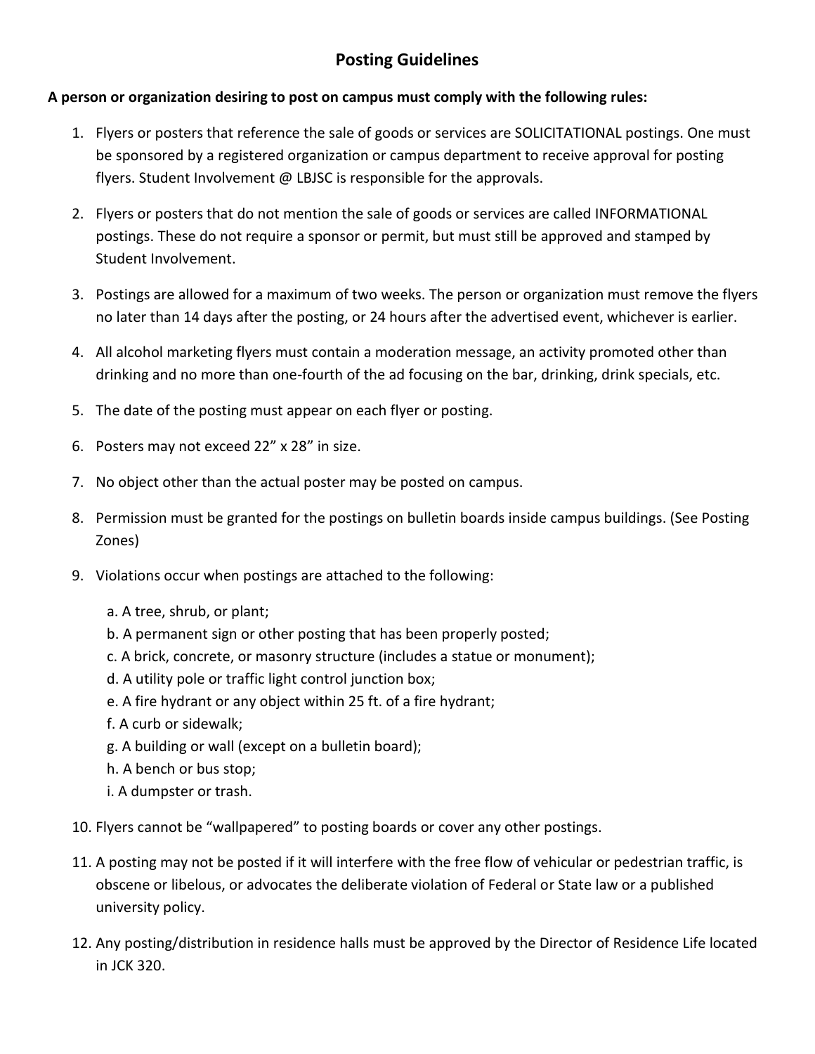# Posting Guidelines

**A person or organization desiring to post on campus must comply with the following rules:**

1. Flyers or posters that reference the sale of goods or services are SOLICITATIONAL postings. One must be sponsored by a registered organization or campus department to receive approval for posting flyers. Student Involvement @ LBJSC is responsible for the approvals.
2. Flyers or posters that do not mention the sale of goods or services are called INFORMATIONAL postings. These do not require a sponsor or permit, but must still be approved and stamped by Student Involvement.
3. Postings are allowed for a maximum of two weeks. The person or organization must remove the flyers no later than 14 days after the posting, or 24 hours after the advertised event, whichever is earlier.
4. All alcohol marketing flyers must contain a moderation message, an activity promoted other than drinking and no more than one-fourth of the ad focusing on the bar, drinking, drink specials, etc.
5. The date of the posting must appear on each flyer or posting.
6. Posters may not exceed 22" x 28" in size.
7. No object other than the actual poster may be posted on campus.
8. Permission must be granted for the postings on bulletin boards inside campus buildings. (See Posting Zones)
9. Violations occur when postings are attached to the following:

   a. A tree, shrub, or plant;
   b. A permanent sign or other posting that has been properly posted;
   c. A brick, concrete, or masonry structure (includes a statue or monument);
   d. A utility pole or traffic light control junction box;
   e. A fire hydrant or any object within 25 ft. of a fire hydrant;
   f. A curb or sidewalk;
   g. A building or wall (except on a bulletin board);
   h. A bench or bus stop;
   i. A dumpster or trash.

10. Flyers cannot be "wallpapered" to posting boards or cover any other postings.
11. A posting may not be posted if it will interfere with the free flow of vehicular or pedestrian traffic, is obscene or libelous, or advocates the deliberate violation of Federal or State law or a published university policy.
12. Any posting/distribution in residence halls must be approved by the Director of Residence Life located in JCK 320.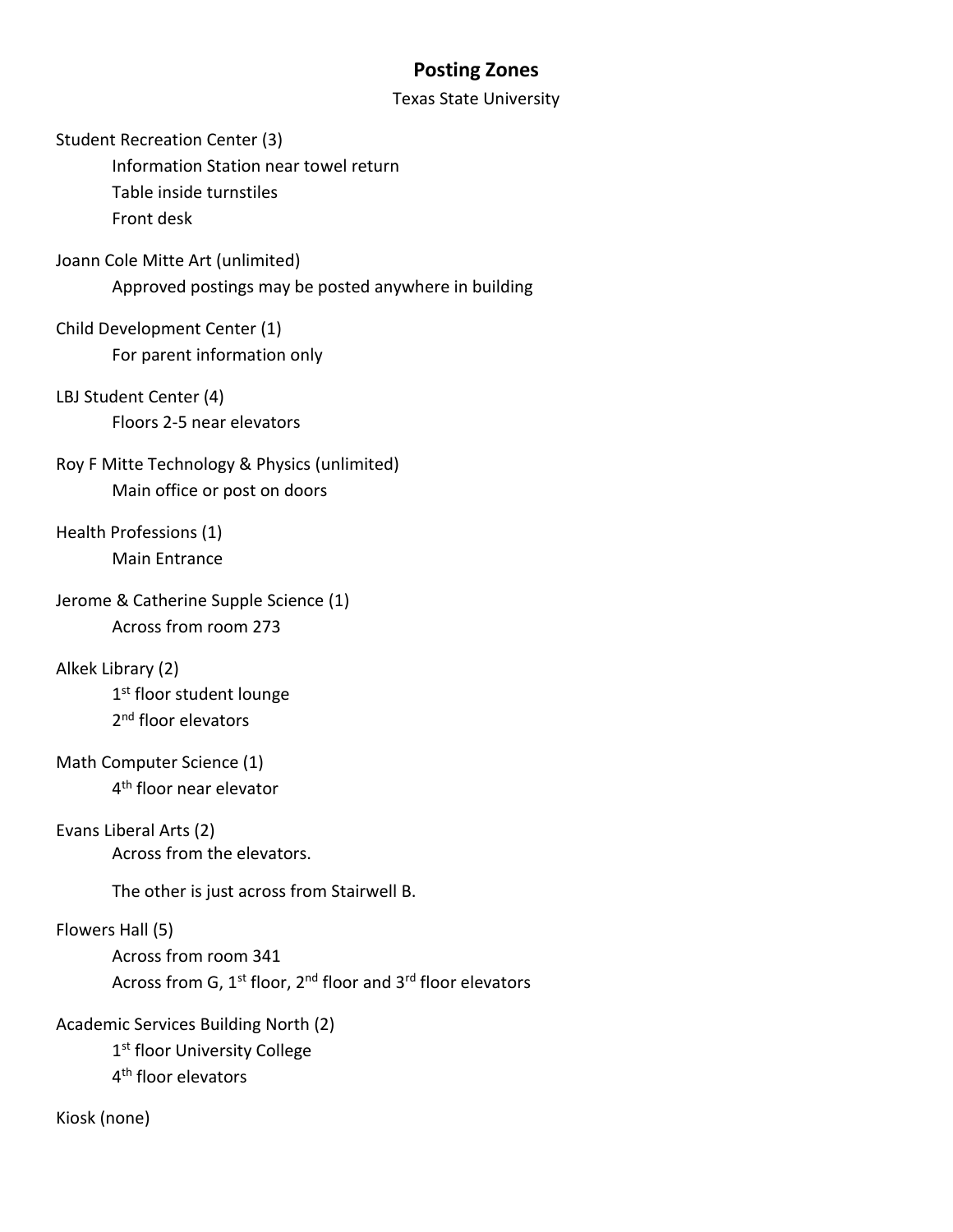# Posting Zones

Texas State University

Student Recreation Center (3)

- Information Station near towel return
- Table inside turnstiles
- Front desk

Joann Cole Mitte Art (unlimited)

- Approved postings may be posted anywhere in building

Child Development Center (1)

- For parent information only

LBJ Student Center (4)

- Floors 2-5 near elevators

Roy F Mitte Technology & Physics (unlimited)

- Main office or post on doors

Health Professions (1)

- Main Entrance

Jerome & Catherine Supple Science (1)

- Across from room 273

Alkek Library (2)

- 1st floor student lounge
- 2nd floor elevators

Math Computer Science (1)

- 4th floor near elevator

Evans Liberal Arts (2)

- Across from the elevators.
- The other is just across from Stairwell B.

Flowers Hall (5)

- Across from room 341
- Across from G, 1st floor, 2nd floor and 3rd floor elevators

Academic Services Building North (2)

- 1st floor University College
- 4th floor elevators

Kiosk (none)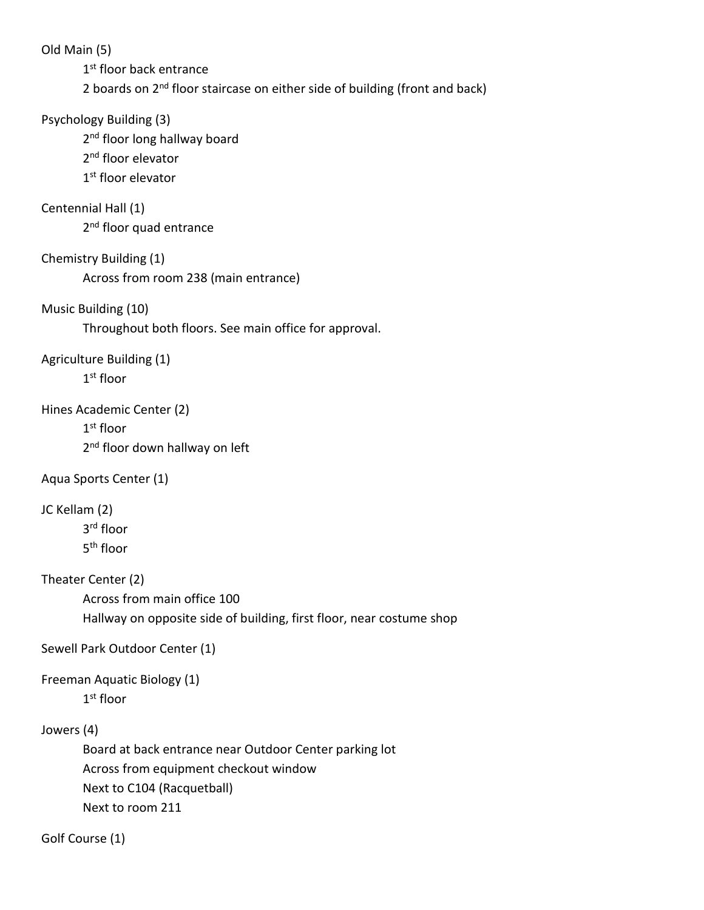Old Main (5)

- 1st floor back entrance
- 2 boards on 2nd floor staircase on either side of building (front and back)

Psychology Building (3)

- 2nd floor long hallway board
- 2nd floor elevator
- 1st floor elevator

Centennial Hall (1)

- 2nd floor quad entrance

Chemistry Building (1)

- Across from room 238 (main entrance)

Music Building (10)

- Throughout both floors. See main office for approval.

Agriculture Building (1)

- 1st floor

Hines Academic Center (2)

- 1st floor
- 2nd floor down hallway on left

Aqua Sports Center (1)

JC Kellam (2)

- 3rd floor
- 5th floor

Theater Center (2)

- Across from main office 100
- Hallway on opposite side of building, first floor, near costume shop

Sewell Park Outdoor Center (1)

Freeman Aquatic Biology (1)

- 1st floor

Jowers (4)

- Board at back entrance near Outdoor Center parking lot
- Across from equipment checkout window
- Next to C104 (Racquetball)
- Next to room 211

Golf Course (1)